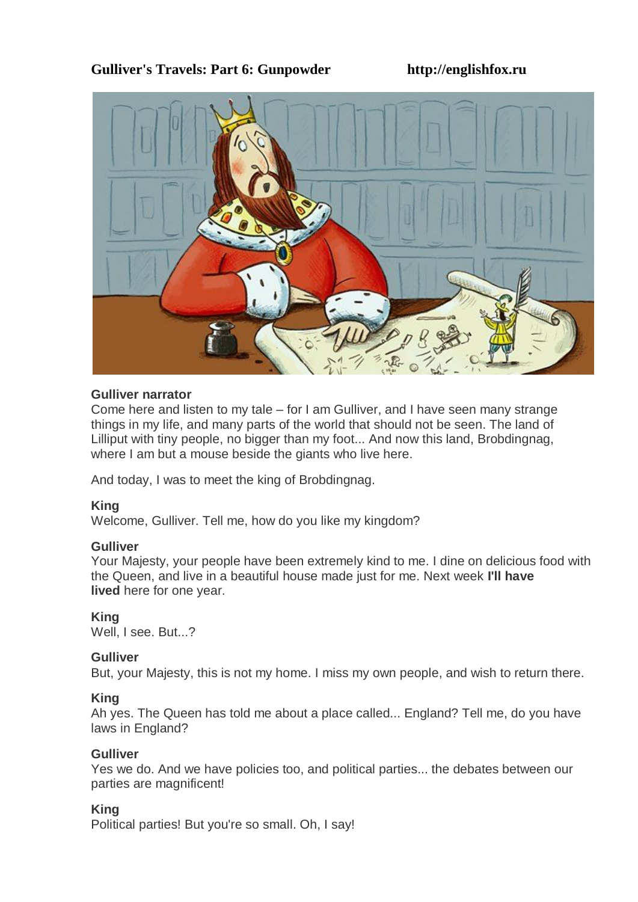# Gulliver's Travels: Part 6: Gunpowder

http://englishfox.ru

**Gulliver narrator**

Come here and listen to my tale – for I am Gulliver, and I have seen many strange things in my life, and many parts of the world that should not be seen. The land of Lilliput with tiny people, no bigger than my foot... And now this land, Brobdingnag, where I am but a mouse beside the giants who live here.

And today, I was to meet the king of Brobdingnag.

**King**

Welcome, Gulliver. Tell me, how do you like my kingdom?

**Gulliver**

Your Majesty, your people have been extremely kind to me. I dine on delicious food with the Queen, and live in a beautiful house made just for me. Next week **I'll have lived** here for one year.

**King**

Well, I see. But...?

**Gulliver**

But, your Majesty, this is not my home. I miss my own people, and wish to return there.

**King**

Ah yes. The Queen has told me about a place called... England? Tell me, do you have laws in England?

**Gulliver**

Yes we do. And we have policies too, and political parties... the debates between our parties are magnificent!

**King**

Political parties! But you're so small. Oh, I say!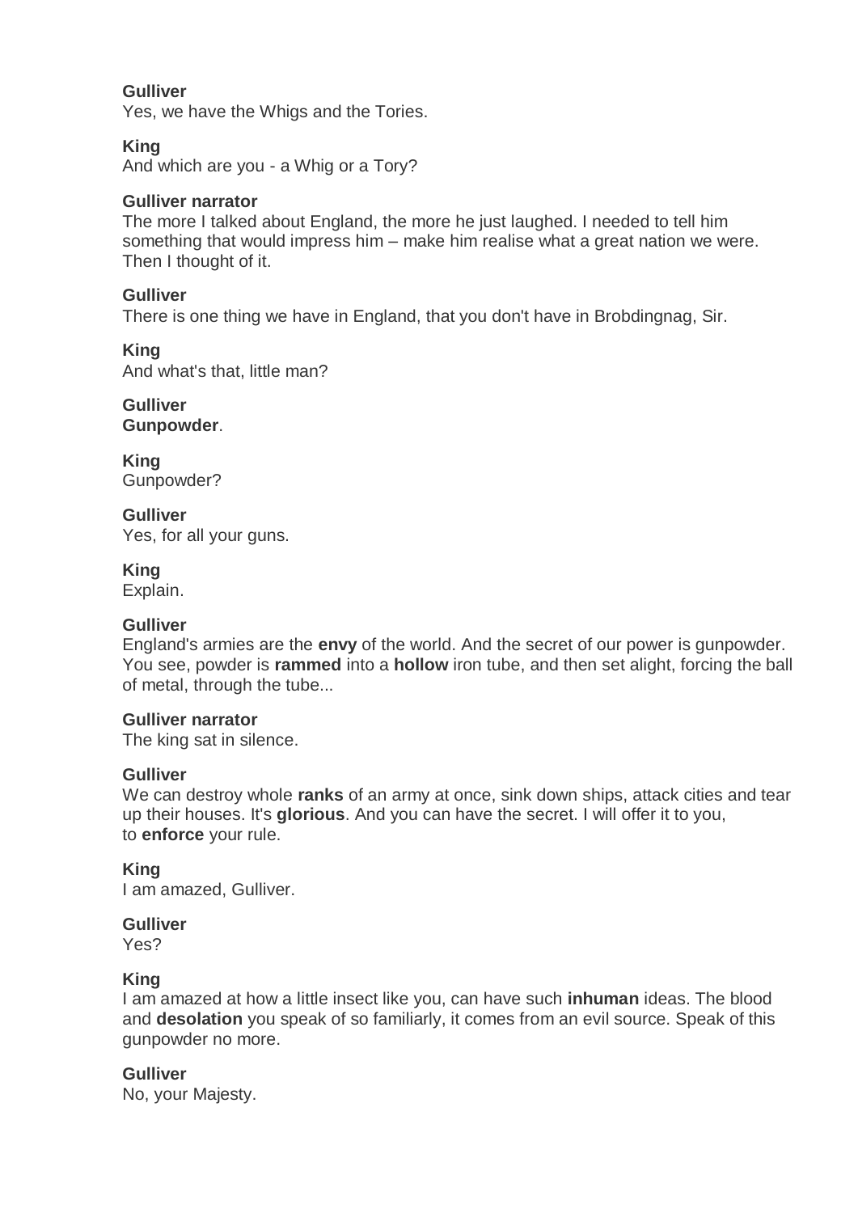**Gulliver**
Yes, we have the Whigs and the Tories.

**King**
And which are you - a Whig or a Tory?

**Gulliver narrator**
The more I talked about England, the more he just laughed. I needed to tell him something that would impress him – make him realise what a great nation we were. Then I thought of it.

**Gulliver**
There is one thing we have in England, that you don't have in Brobdingnag, Sir.

**King**
And what's that, little man?

**Gulliver**
**Gunpowder**.

**King**
Gunpowder?

**Gulliver**
Yes, for all your guns.

**King**
Explain.

**Gulliver**
England's armies are the **envy** of the world. And the secret of our power is gunpowder. You see, powder is **rammed** into a **hollow** iron tube, and then set alight, forcing the ball of metal, through the tube...

**Gulliver narrator**
The king sat in silence.

**Gulliver**
We can destroy whole **ranks** of an army at once, sink down ships, attack cities and tear up their houses. It's **glorious**. And you can have the secret. I will offer it to you, to **enforce** your rule.

**King**
I am amazed, Gulliver.

**Gulliver**
Yes?

**King**
I am amazed at how a little insect like you, can have such **inhuman** ideas. The blood and **desolation** you speak of so familiarly, it comes from an evil source. Speak of this gunpowder no more.

**Gulliver**
No, your Majesty.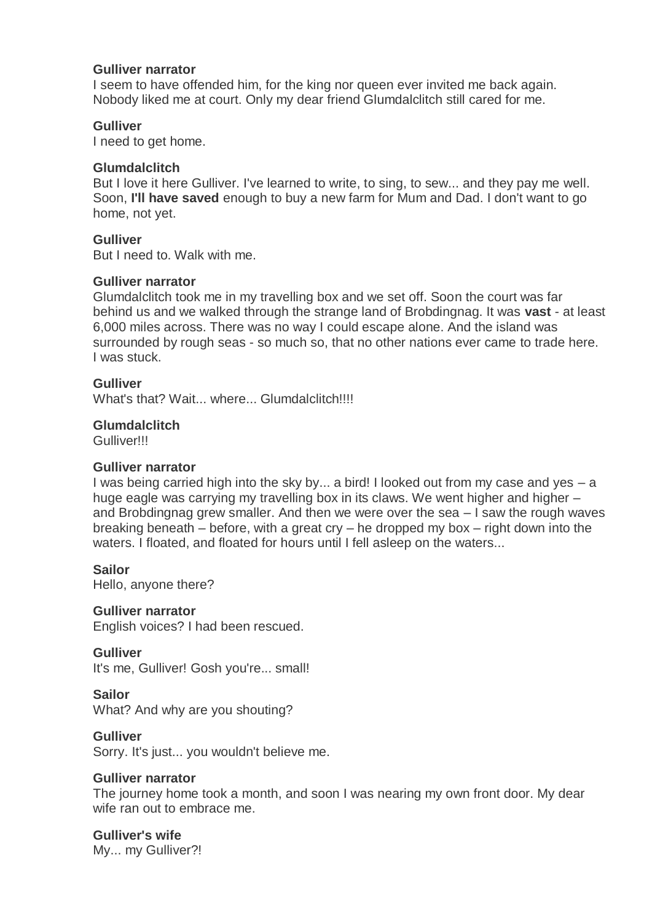**Gulliver narrator**
I seem to have offended him, for the king nor queen ever invited me back again. Nobody liked me at court. Only my dear friend Glumdalclitch still cared for me.

**Gulliver**
I need to get home.

**Glumdalclitch**
But I love it here Gulliver. I've learned to write, to sing, to sew... and they pay me well. Soon, **I'll have saved** enough to buy a new farm for Mum and Dad. I don't want to go home, not yet.

**Gulliver**
But I need to. Walk with me.

**Gulliver narrator**
Glumdalclitch took me in my travelling box and we set off. Soon the court was far behind us and we walked through the strange land of Brobdingnag. It was **vast** - at least 6,000 miles across. There was no way I could escape alone. And the island was surrounded by rough seas - so much so, that no other nations ever came to trade here. I was stuck.

**Gulliver**
What's that? Wait... where... Glumdalclitch!!!!

**Glumdalclitch**
Gulliver!!!

**Gulliver narrator**
I was being carried high into the sky by... a bird! I looked out from my case and yes – a huge eagle was carrying my travelling box in its claws. We went higher and higher – and Brobdingnag grew smaller. And then we were over the sea – I saw the rough waves breaking beneath – before, with a great cry – he dropped my box – right down into the waters. I floated, and floated for hours until I fell asleep on the waters...

**Sailor**
Hello, anyone there?

**Gulliver narrator**
English voices? I had been rescued.

**Gulliver**
It's me, Gulliver! Gosh you're... small!

**Sailor**
What? And why are you shouting?

**Gulliver**
Sorry. It's just... you wouldn't believe me.

**Gulliver narrator**
The journey home took a month, and soon I was nearing my own front door. My dear wife ran out to embrace me.

**Gulliver's wife**
My... my Gulliver?!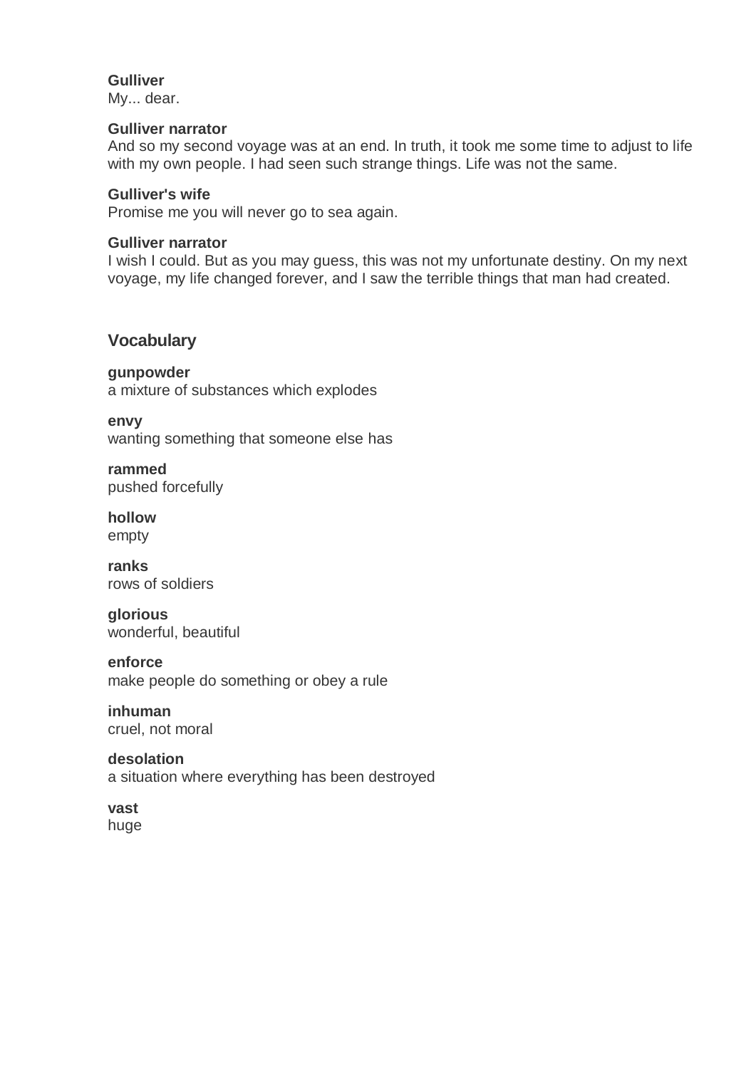**Gulliver**
My... dear.

**Gulliver narrator**
And so my second voyage was at an end. In truth, it took me some time to adjust to life with my own people. I had seen such strange things. Life was not the same.

**Gulliver's wife**
Promise me you will never go to sea again.

**Gulliver narrator**
I wish I could. But as you may guess, this was not my unfortunate destiny. On my next voyage, my life changed forever, and I saw the terrible things that man had created.

## Vocabulary

**gunpowder**
a mixture of substances which explodes

**envy**
wanting something that someone else has

**rammed**
pushed forcefully

**hollow**
empty

**ranks**
rows of soldiers

**glorious**
wonderful, beautiful

**enforce**
make people do something or obey a rule

**inhuman**
cruel, not moral

**desolation**
a situation where everything has been destroyed

**vast**
huge